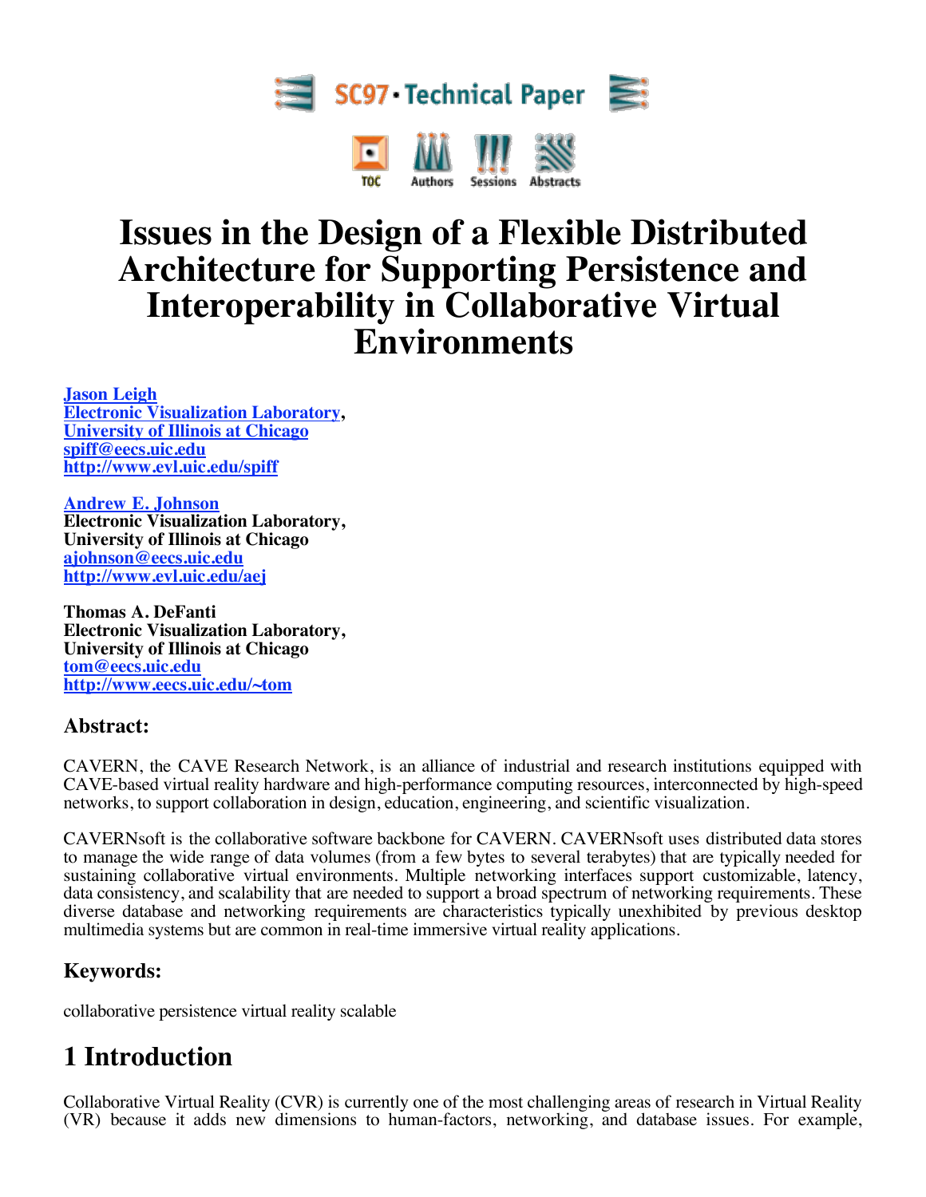SC97 • Technical Paper

TOC Authors Sessions Abstracts

# Issues in the Design of a Flexible Distributed Architecture for Supporting Persistence and Interoperability in Collaborative Virtual Environments

**Jason Leigh**
**Electronic Visualization Laboratory,**
**University of Illinois at Chicago**
**spiff@eecs.uic.edu**
**http://www.evl.uic.edu/spiff**

**Andrew E. Johnson**
**Electronic Visualization Laboratory,**
**University of Illinois at Chicago**
**ajohnson@eecs.uic.edu**
**http://www.evl.uic.edu/aej**

**Thomas A. DeFanti**
**Electronic Visualization Laboratory,**
**University of Illinois at Chicago**
**tom@eecs.uic.edu**
**http://www.eecs.uic.edu/~tom**

### Abstract:

CAVERN, the CAVE Research Network, is an alliance of industrial and research institutions equipped with CAVE-based virtual reality hardware and high-performance computing resources, interconnected by high-speed networks, to support collaboration in design, education, engineering, and scientific visualization.

CAVERNsoft is the collaborative software backbone for CAVERN. CAVERNsoft uses distributed data stores to manage the wide range of data volumes (from a few bytes to several terabytes) that are typically needed for sustaining collaborative virtual environments. Multiple networking interfaces support customizable, latency, data consistency, and scalability that are needed to support a broad spectrum of networking requirements. These diverse database and networking requirements are characteristics typically unexhibited by previous desktop multimedia systems but are common in real-time immersive virtual reality applications.

### Keywords:

collaborative persistence virtual reality scalable

## 1 Introduction

Collaborative Virtual Reality (CVR) is currently one of the most challenging areas of research in Virtual Reality (VR) because it adds new dimensions to human-factors, networking, and database issues. For example,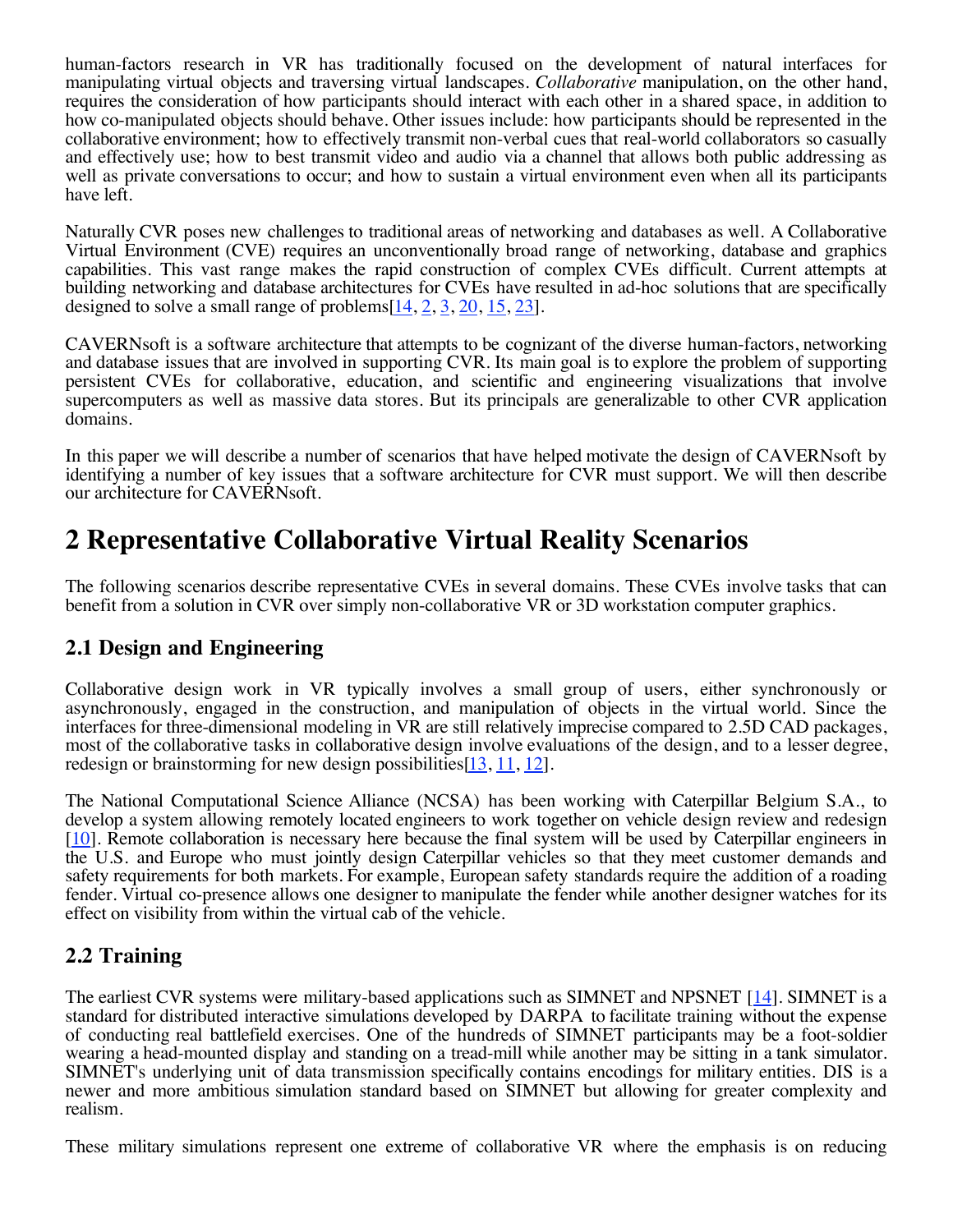human-factors research in VR has traditionally focused on the development of natural interfaces for manipulating virtual objects and traversing virtual landscapes. *Collaborative* manipulation, on the other hand, requires the consideration of how participants should interact with each other in a shared space, in addition to how co-manipulated objects should behave. Other issues include: how participants should be represented in the collaborative environment; how to effectively transmit non-verbal cues that real-world collaborators so casually and effectively use; how to best transmit video and audio via a channel that allows both public addressing as well as private conversations to occur; and how to sustain a virtual environment even when all its participants have left.

Naturally CVR poses new challenges to traditional areas of networking and databases as well. A Collaborative Virtual Environment (CVE) requires an unconventionally broad range of networking, database and graphics capabilities. This vast range makes the rapid construction of complex CVEs difficult. Current attempts at building networking and database architectures for CVEs have resulted in ad-hoc solutions that are specifically designed to solve a small range of problems[14, 2, 3, 20, 15, 23].

CAVERNsoft is a software architecture that attempts to be cognizant of the diverse human-factors, networking and database issues that are involved in supporting CVR. Its main goal is to explore the problem of supporting persistent CVEs for collaborative, education, and scientific and engineering visualizations that involve supercomputers as well as massive data stores. But its principals are generalizable to other CVR application domains.

In this paper we will describe a number of scenarios that have helped motivate the design of CAVERNsoft by identifying a number of key issues that a software architecture for CVR must support. We will then describe our architecture for CAVERNsoft.

# 2 Representative Collaborative Virtual Reality Scenarios

The following scenarios describe representative CVEs in several domains. These CVEs involve tasks that can benefit from a solution in CVR over simply non-collaborative VR or 3D workstation computer graphics.

## 2.1 Design and Engineering

Collaborative design work in VR typically involves a small group of users, either synchronously or asynchronously, engaged in the construction, and manipulation of objects in the virtual world. Since the interfaces for three-dimensional modeling in VR are still relatively imprecise compared to 2.5D CAD packages, most of the collaborative tasks in collaborative design involve evaluations of the design, and to a lesser degree, redesign or brainstorming for new design possibilities[13, 11, 12].

The National Computational Science Alliance (NCSA) has been working with Caterpillar Belgium S.A., to develop a system allowing remotely located engineers to work together on vehicle design review and redesign [10]. Remote collaboration is necessary here because the final system will be used by Caterpillar engineers in the U.S. and Europe who must jointly design Caterpillar vehicles so that they meet customer demands and safety requirements for both markets. For example, European safety standards require the addition of a roading fender. Virtual co-presence allows one designer to manipulate the fender while another designer watches for its effect on visibility from within the virtual cab of the vehicle.

## 2.2 Training

The earliest CVR systems were military-based applications such as SIMNET and NPSNET [14]. SIMNET is a standard for distributed interactive simulations developed by DARPA to facilitate training without the expense of conducting real battlefield exercises. One of the hundreds of SIMNET participants may be a foot-soldier wearing a head-mounted display and standing on a tread-mill while another may be sitting in a tank simulator. SIMNET's underlying unit of data transmission specifically contains encodings for military entities. DIS is a newer and more ambitious simulation standard based on SIMNET but allowing for greater complexity and realism.

These military simulations represent one extreme of collaborative VR where the emphasis is on reducing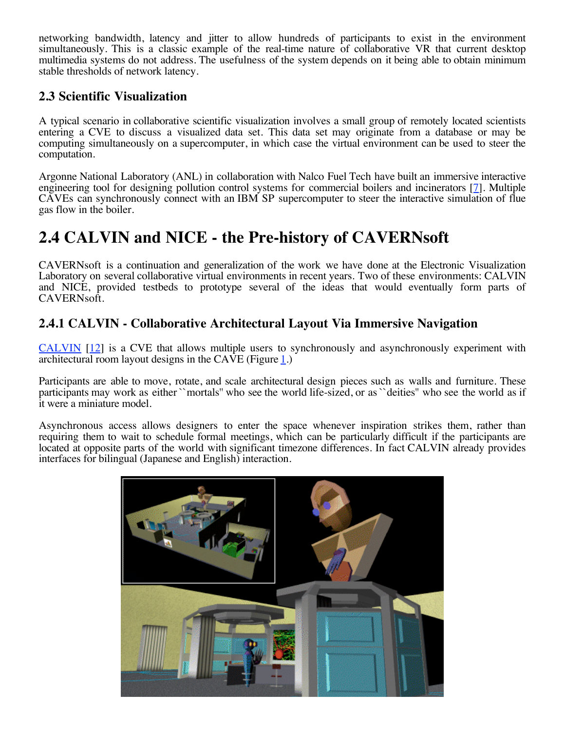networking bandwidth, latency and jitter to allow hundreds of participants to exist in the environment simultaneously. This is a classic example of the real-time nature of collaborative VR that current desktop multimedia systems do not address. The usefulness of the system depends on it being able to obtain minimum stable thresholds of network latency.

### 2.3 Scientific Visualization

A typical scenario in collaborative scientific visualization involves a small group of remotely located scientists entering a CVE to discuss a visualized data set. This data set may originate from a database or may be computing simultaneously on a supercomputer, in which case the virtual environment can be used to steer the computation.

Argonne National Laboratory (ANL) in collaboration with Nalco Fuel Tech have built an immersive interactive engineering tool for designing pollution control systems for commercial boilers and incinerators [7]. Multiple CAVEs can synchronously connect with an IBM SP supercomputer to steer the interactive simulation of flue gas flow in the boiler.

## 2.4 CALVIN and NICE - the Pre-history of CAVERNsoft

CAVERNsoft is a continuation and generalization of the work we have done at the Electronic Visualization Laboratory on several collaborative virtual environments in recent years. Two of these environments: CALVIN and NICE, provided testbeds to prototype several of the ideas that would eventually form parts of CAVERNsoft.

### 2.4.1 CALVIN - Collaborative Architectural Layout Via Immersive Navigation

CALVIN [12] is a CVE that allows multiple users to synchronously and asynchronously experiment with architectural room layout designs in the CAVE (Figure 1.)

Participants are able to move, rotate, and scale architectural design pieces such as walls and furniture. These participants may work as either ``mortals'' who see the world life-sized, or as ``deities'' who see the world as if it were a miniature model.

Asynchronous access allows designers to enter the space whenever inspiration strikes them, rather than requiring them to wait to schedule formal meetings, which can be particularly difficult if the participants are located at opposite parts of the world with significant timezone differences. In fact CALVIN already provides interfaces for bilingual (Japanese and English) interaction.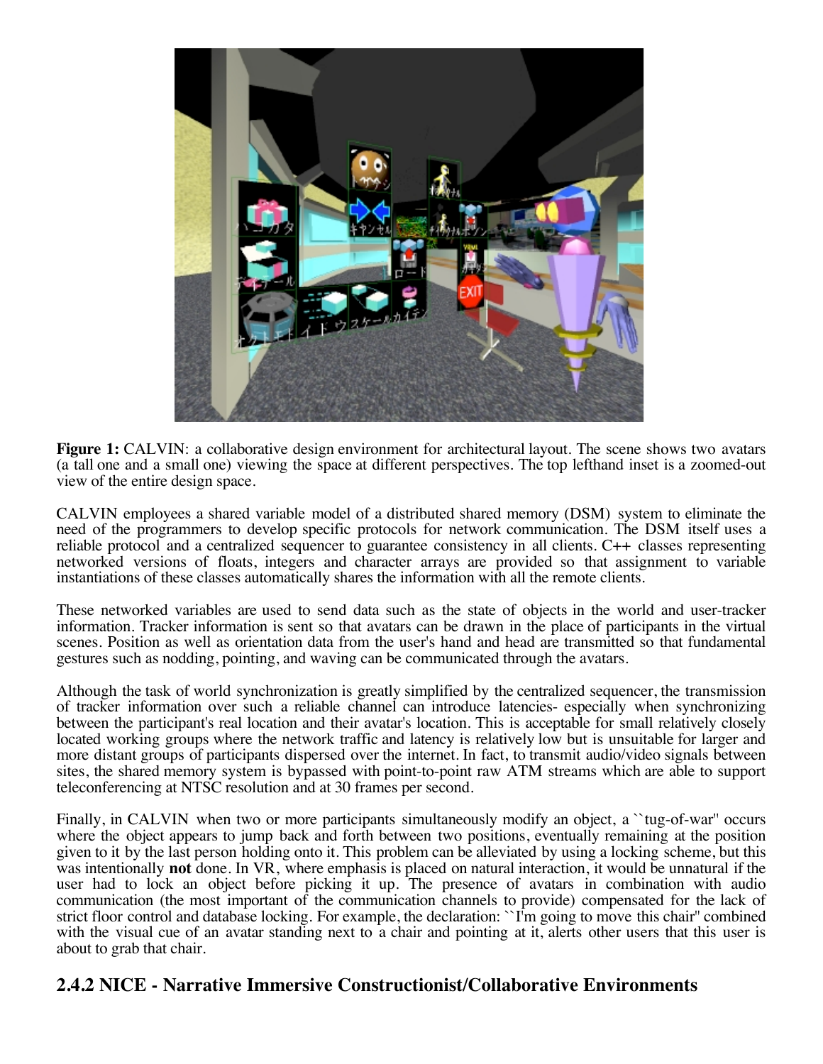**Figure 1:** CALVIN: a collaborative design environment for architectural layout. The scene shows two avatars (a tall one and a small one) viewing the space at different perspectives. The top lefthand inset is a zoomed-out view of the entire design space.

CALVIN employees a shared variable model of a distributed shared memory (DSM) system to eliminate the need of the programmers to develop specific protocols for network communication. The DSM itself uses a reliable protocol and a centralized sequencer to guarantee consistency in all clients. C++ classes representing networked versions of floats, integers and character arrays are provided so that assignment to variable instantiations of these classes automatically shares the information with all the remote clients.

These networked variables are used to send data such as the state of objects in the world and user-tracker information. Tracker information is sent so that avatars can be drawn in the place of participants in the virtual scenes. Position as well as orientation data from the user's hand and head are transmitted so that fundamental gestures such as nodding, pointing, and waving can be communicated through the avatars.

Although the task of world synchronization is greatly simplified by the centralized sequencer, the transmission of tracker information over such a reliable channel can introduce latencies- especially when synchronizing between the participant's real location and their avatar's location. This is acceptable for small relatively closely located working groups where the network traffic and latency is relatively low but is unsuitable for larger and more distant groups of participants dispersed over the internet. In fact, to transmit audio/video signals between sites, the shared memory system is bypassed with point-to-point raw ATM streams which are able to support teleconferencing at NTSC resolution and at 30 frames per second.

Finally, in CALVIN when two or more participants simultaneously modify an object, a ``tug-of-war'' occurs where the object appears to jump back and forth between two positions, eventually remaining at the position given to it by the last person holding onto it. This problem can be alleviated by using a locking scheme, but this was intentionally **not** done. In VR, where emphasis is placed on natural interaction, it would be unnatural if the user had to lock an object before picking it up. The presence of avatars in combination with audio communication (the most important of the communication channels to provide) compensated for the lack of strict floor control and database locking. For example, the declaration: ``I'm going to move this chair'' combined with the visual cue of an avatar standing next to a chair and pointing at it, alerts other users that this user is about to grab that chair.

### 2.4.2 NICE - Narrative Immersive Constructionist/Collaborative Environments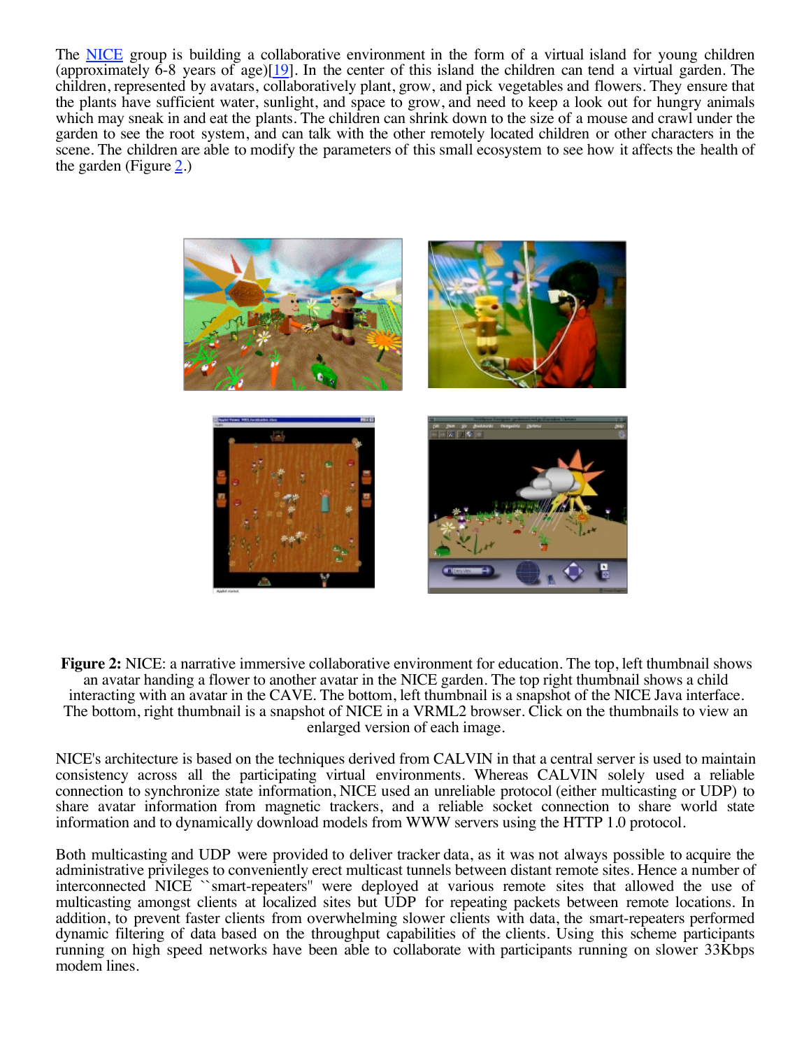The NICE group is building a collaborative environment in the form of a virtual island for young children (approximately 6-8 years of age)[19]. In the center of this island the children can tend a virtual garden. The children, represented by avatars, collaboratively plant, grow, and pick vegetables and flowers. They ensure that the plants have sufficient water, sunlight, and space to grow, and need to keep a look out for hungry animals which may sneak in and eat the plants. The children can shrink down to the size of a mouse and crawl under the garden to see the root system, and can talk with the other remotely located children or other characters in the scene. The children are able to modify the parameters of this small ecosystem to see how it affects the health of the garden (Figure 2.)

**Figure 2:** NICE: a narrative immersive collaborative environment for education. The top, left thumbnail shows an avatar handing a flower to another avatar in the NICE garden. The top right thumbnail shows a child interacting with an avatar in the CAVE. The bottom, left thumbnail is a snapshot of the NICE Java interface. The bottom, right thumbnail is a snapshot of NICE in a VRML2 browser. Click on the thumbnails to view an enlarged version of each image.

NICE's architecture is based on the techniques derived from CALVIN in that a central server is used to maintain consistency across all the participating virtual environments. Whereas CALVIN solely used a reliable connection to synchronize state information, NICE used an unreliable protocol (either multicasting or UDP) to share avatar information from magnetic trackers, and a reliable socket connection to share world state information and to dynamically download models from WWW servers using the HTTP 1.0 protocol.

Both multicasting and UDP were provided to deliver tracker data, as it was not always possible to acquire the administrative privileges to conveniently erect multicast tunnels between distant remote sites. Hence a number of interconnected NICE ``smart-repeaters'' were deployed at various remote sites that allowed the use of multicasting amongst clients at localized sites but UDP for repeating packets between remote locations. In addition, to prevent faster clients from overwhelming slower clients with data, the smart-repeaters performed dynamic filtering of data based on the throughput capabilities of the clients. Using this scheme participants running on high speed networks have been able to collaborate with participants running on slower 33Kbps modem lines.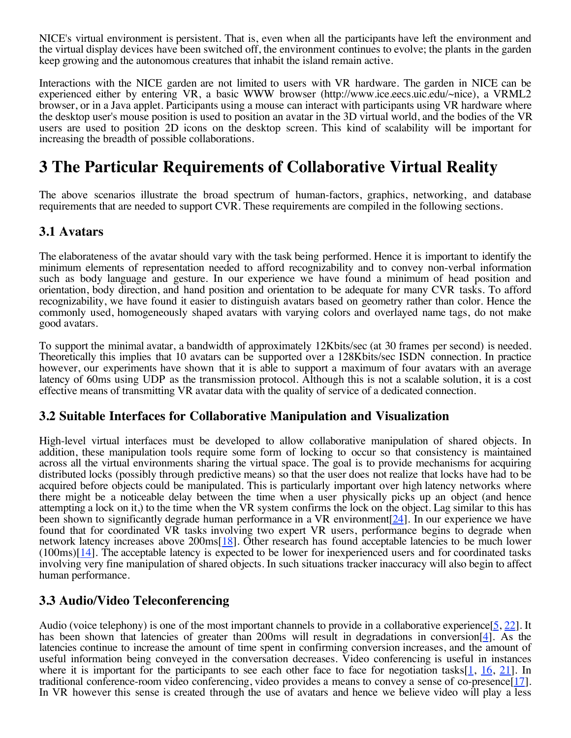NICE's virtual environment is persistent. That is, even when all the participants have left the environment and the virtual display devices have been switched off, the environment continues to evolve; the plants in the garden keep growing and the autonomous creatures that inhabit the island remain active.

Interactions with the NICE garden are not limited to users with VR hardware. The garden in NICE can be experienced either by entering VR, a basic WWW browser (http://www.ice.eecs.uic.edu/~nice), a VRML2 browser, or in a Java applet. Participants using a mouse can interact with participants using VR hardware where the desktop user's mouse position is used to position an avatar in the 3D virtual world, and the bodies of the VR users are used to position 2D icons on the desktop screen. This kind of scalability will be important for increasing the breadth of possible collaborations.

# 3 The Particular Requirements of Collaborative Virtual Reality

The above scenarios illustrate the broad spectrum of human-factors, graphics, networking, and database requirements that are needed to support CVR. These requirements are compiled in the following sections.

## 3.1 Avatars

The elaborateness of the avatar should vary with the task being performed. Hence it is important to identify the minimum elements of representation needed to afford recognizability and to convey non-verbal information such as body language and gesture. In our experience we have found a minimum of head position and orientation, body direction, and hand position and orientation to be adequate for many CVR tasks. To afford recognizability, we have found it easier to distinguish avatars based on geometry rather than color. Hence the commonly used, homogeneously shaped avatars with varying colors and overlayed name tags, do not make good avatars.

To support the minimal avatar, a bandwidth of approximately 12Kbits/sec (at 30 frames per second) is needed. Theoretically this implies that 10 avatars can be supported over a 128Kbits/sec ISDN connection. In practice however, our experiments have shown that it is able to support a maximum of four avatars with an average latency of 60ms using UDP as the transmission protocol. Although this is not a scalable solution, it is a cost effective means of transmitting VR avatar data with the quality of service of a dedicated connection.

## 3.2 Suitable Interfaces for Collaborative Manipulation and Visualization

High-level virtual interfaces must be developed to allow collaborative manipulation of shared objects. In addition, these manipulation tools require some form of locking to occur so that consistency is maintained across all the virtual environments sharing the virtual space. The goal is to provide mechanisms for acquiring distributed locks (possibly through predictive means) so that the user does not realize that locks have had to be acquired before objects could be manipulated. This is particularly important over high latency networks where there might be a noticeable delay between the time when a user physically picks up an object (and hence attempting a lock on it,) to the time when the VR system confirms the lock on the object. Lag similar to this has been shown to significantly degrade human performance in a VR environment[24]. In our experience we have found that for coordinated VR tasks involving two expert VR users, performance begins to degrade when network latency increases above 200ms[18]. Other research has found acceptable latencies to be much lower (100ms)[14]. The acceptable latency is expected to be lower for inexperienced users and for coordinated tasks involving very fine manipulation of shared objects. In such situations tracker inaccuracy will also begin to affect human performance.

## 3.3 Audio/Video Teleconferencing

Audio (voice telephony) is one of the most important channels to provide in a collaborative experience[5, 22]. It has been shown that latencies of greater than 200ms will result in degradations in conversion[4]. As the latencies continue to increase the amount of time spent in confirming conversion increases, and the amount of useful information being conveyed in the conversation decreases. Video conferencing is useful in instances where it is important for the participants to see each other face to face for negotiation tasks[1, 16, 21]. In traditional conference-room video conferencing, video provides a means to convey a sense of co-presence[17]. In VR however this sense is created through the use of avatars and hence we believe video will play a less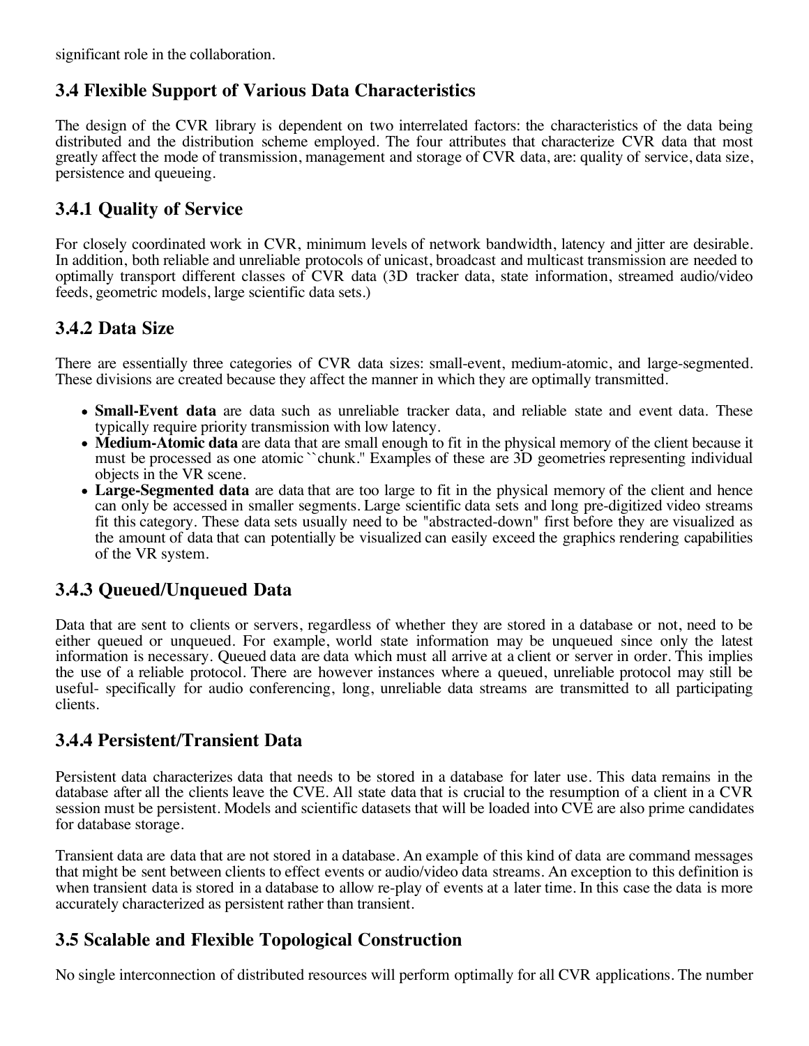significant role in the collaboration.

## 3.4 Flexible Support of Various Data Characteristics

The design of the CVR library is dependent on two interrelated factors: the characteristics of the data being distributed and the distribution scheme employed. The four attributes that characterize CVR data that most greatly affect the mode of transmission, management and storage of CVR data, are: quality of service, data size, persistence and queueing.

### 3.4.1 Quality of Service

For closely coordinated work in CVR, minimum levels of network bandwidth, latency and jitter are desirable. In addition, both reliable and unreliable protocols of unicast, broadcast and multicast transmission are needed to optimally transport different classes of CVR data (3D tracker data, state information, streamed audio/video feeds, geometric models, large scientific data sets.)

### 3.4.2 Data Size

There are essentially three categories of CVR data sizes: small-event, medium-atomic, and large-segmented. These divisions are created because they affect the manner in which they are optimally transmitted.

- **Small-Event data** are data such as unreliable tracker data, and reliable state and event data. These typically require priority transmission with low latency.
- **Medium-Atomic data** are data that are small enough to fit in the physical memory of the client because it must be processed as one atomic ``chunk.'' Examples of these are 3D geometries representing individual objects in the VR scene.
- **Large-Segmented data** are data that are too large to fit in the physical memory of the client and hence can only be accessed in smaller segments. Large scientific data sets and long pre-digitized video streams fit this category. These data sets usually need to be "abstracted-down" first before they are visualized as the amount of data that can potentially be visualized can easily exceed the graphics rendering capabilities of the VR system.

### 3.4.3 Queued/Unqueued Data

Data that are sent to clients or servers, regardless of whether they are stored in a database or not, need to be either queued or unqueued. For example, world state information may be unqueued since only the latest information is necessary. Queued data are data which must all arrive at a client or server in order. This implies the use of a reliable protocol. There are however instances where a queued, unreliable protocol may still be useful- specifically for audio conferencing, long, unreliable data streams are transmitted to all participating clients.

### 3.4.4 Persistent/Transient Data

Persistent data characterizes data that needs to be stored in a database for later use. This data remains in the database after all the clients leave the CVE. All state data that is crucial to the resumption of a client in a CVR session must be persistent. Models and scientific datasets that will be loaded into CVE are also prime candidates for database storage.

Transient data are data that are not stored in a database. An example of this kind of data are command messages that might be sent between clients to effect events or audio/video data streams. An exception to this definition is when transient data is stored in a database to allow re-play of events at a later time. In this case the data is more accurately characterized as persistent rather than transient.

## 3.5 Scalable and Flexible Topological Construction

No single interconnection of distributed resources will perform optimally for all CVR applications. The number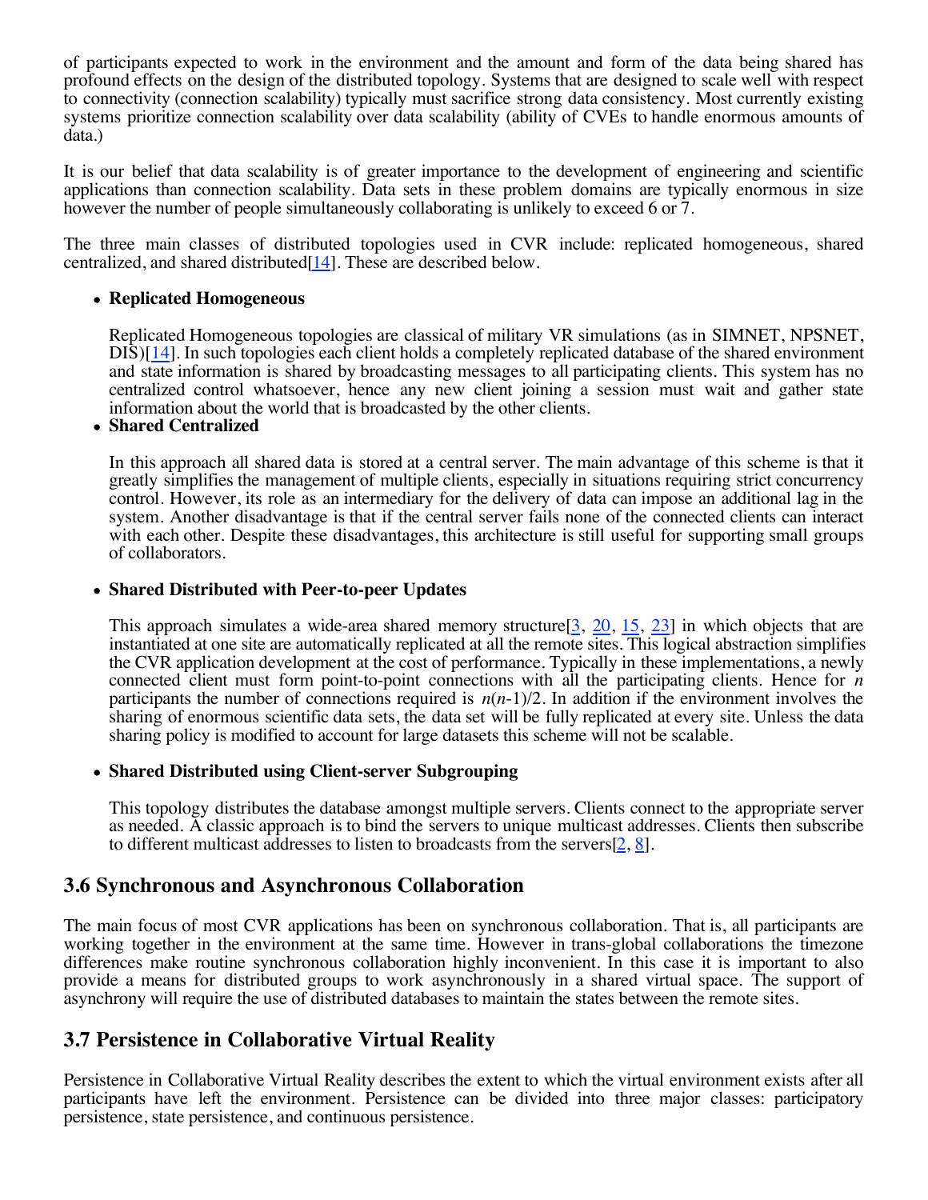of participants expected to work in the environment and the amount and form of the data being shared has profound effects on the design of the distributed topology. Systems that are designed to scale well with respect to connectivity (connection scalability) typically must sacrifice strong data consistency. Most currently existing systems prioritize connection scalability over data scalability (ability of CVEs to handle enormous amounts of data.)

It is our belief that data scalability is of greater importance to the development of engineering and scientific applications than connection scalability. Data sets in these problem domains are typically enormous in size however the number of people simultaneously collaborating is unlikely to exceed 6 or 7.

The three main classes of distributed topologies used in CVR include: replicated homogeneous, shared centralized, and shared distributed[14]. These are described below.

- **Replicated Homogeneous**

  Replicated Homogeneous topologies are classical of military VR simulations (as in SIMNET, NPSNET, DIS)[14]. In such topologies each client holds a completely replicated database of the shared environment and state information is shared by broadcasting messages to all participating clients. This system has no centralized control whatsoever, hence any new client joining a session must wait and gather state information about the world that is broadcasted by the other clients.

- **Shared Centralized**

  In this approach all shared data is stored at a central server. The main advantage of this scheme is that it greatly simplifies the management of multiple clients, especially in situations requiring strict concurrency control. However, its role as an intermediary for the delivery of data can impose an additional lag in the system. Another disadvantage is that if the central server fails none of the connected clients can interact with each other. Despite these disadvantages, this architecture is still useful for supporting small groups of collaborators.

- **Shared Distributed with Peer-to-peer Updates**

  This approach simulates a wide-area shared memory structure[3, 20, 15, 23] in which objects that are instantiated at one site are automatically replicated at all the remote sites. This logical abstraction simplifies the CVR application development at the cost of performance. Typically in these implementations, a newly connected client must form point-to-point connections with all the participating clients. Hence for $n$ participants the number of connections required is $n(n-1)/2$. In addition if the environment involves the sharing of enormous scientific data sets, the data set will be fully replicated at every site. Unless the data sharing policy is modified to account for large datasets this scheme will not be scalable.

- **Shared Distributed using Client-server Subgrouping**

  This topology distributes the database amongst multiple servers. Clients connect to the appropriate server as needed. A classic approach is to bind the servers to unique multicast addresses. Clients then subscribe to different multicast addresses to listen to broadcasts from the servers[2, 8].

## 3.6 Synchronous and Asynchronous Collaboration

The main focus of most CVR applications has been on synchronous collaboration. That is, all participants are working together in the environment at the same time. However in trans-global collaborations the timezone differences make routine synchronous collaboration highly inconvenient. In this case it is important to also provide a means for distributed groups to work asynchronously in a shared virtual space. The support of asynchrony will require the use of distributed databases to maintain the states between the remote sites.

## 3.7 Persistence in Collaborative Virtual Reality

Persistence in Collaborative Virtual Reality describes the extent to which the virtual environment exists after all participants have left the environment. Persistence can be divided into three major classes: participatory persistence, state persistence, and continuous persistence.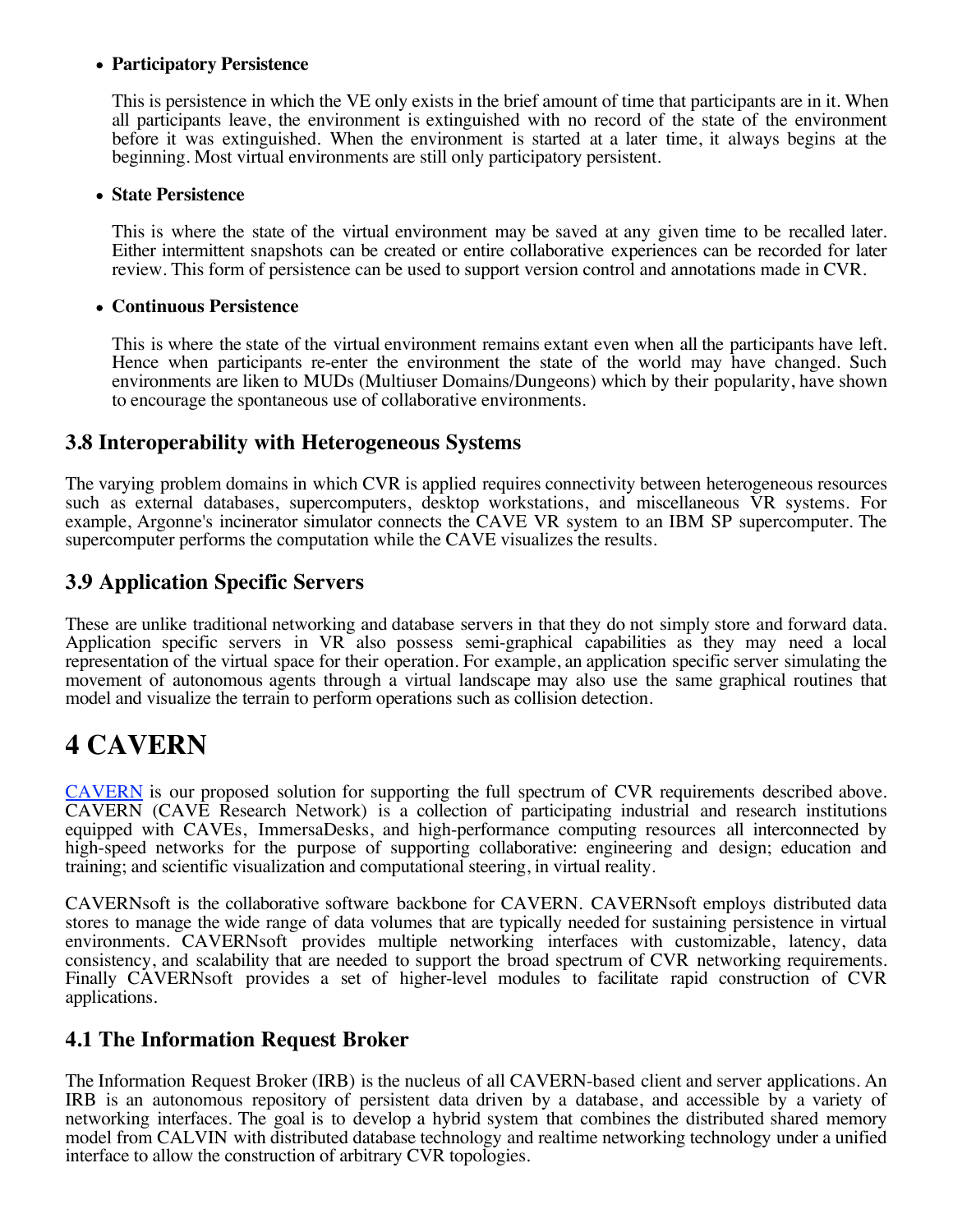- **Participatory Persistence**

  This is persistence in which the VE only exists in the brief amount of time that participants are in it. When all participants leave, the environment is extinguished with no record of the state of the environment before it was extinguished. When the environment is started at a later time, it always begins at the beginning. Most virtual environments are still only participatory persistent.

- **State Persistence**

  This is where the state of the virtual environment may be saved at any given time to be recalled later. Either intermittent snapshots can be created or entire collaborative experiences can be recorded for later review. This form of persistence can be used to support version control and annotations made in CVR.

- **Continuous Persistence**

  This is where the state of the virtual environment remains extant even when all the participants have left. Hence when participants re-enter the environment the state of the world may have changed. Such environments are liken to MUDs (Multiuser Domains/Dungeons) which by their popularity, have shown to encourage the spontaneous use of collaborative environments.

### 3.8 Interoperability with Heterogeneous Systems

The varying problem domains in which CVR is applied requires connectivity between heterogeneous resources such as external databases, supercomputers, desktop workstations, and miscellaneous VR systems. For example, Argonne's incinerator simulator connects the CAVE VR system to an IBM SP supercomputer. The supercomputer performs the computation while the CAVE visualizes the results.

### 3.9 Application Specific Servers

These are unlike traditional networking and database servers in that they do not simply store and forward data. Application specific servers in VR also possess semi-graphical capabilities as they may need a local representation of the virtual space for their operation. For example, an application specific server simulating the movement of autonomous agents through a virtual landscape may also use the same graphical routines that model and visualize the terrain to perform operations such as collision detection.

## 4 CAVERN

CAVERN is our proposed solution for supporting the full spectrum of CVR requirements described above. CAVERN (CAVE Research Network) is a collection of participating industrial and research institutions equipped with CAVEs, ImmersaDesks, and high-performance computing resources all interconnected by high-speed networks for the purpose of supporting collaborative: engineering and design; education and training; and scientific visualization and computational steering, in virtual reality.

CAVERNsoft is the collaborative software backbone for CAVERN. CAVERNsoft employs distributed data stores to manage the wide range of data volumes that are typically needed for sustaining persistence in virtual environments. CAVERNsoft provides multiple networking interfaces with customizable, latency, data consistency, and scalability that are needed to support the broad spectrum of CVR networking requirements. Finally CAVERNsoft provides a set of higher-level modules to facilitate rapid construction of CVR applications.

### 4.1 The Information Request Broker

The Information Request Broker (IRB) is the nucleus of all CAVERN-based client and server applications. An IRB is an autonomous repository of persistent data driven by a database, and accessible by a variety of networking interfaces. The goal is to develop a hybrid system that combines the distributed shared memory model from CALVIN with distributed database technology and realtime networking technology under a unified interface to allow the construction of arbitrary CVR topologies.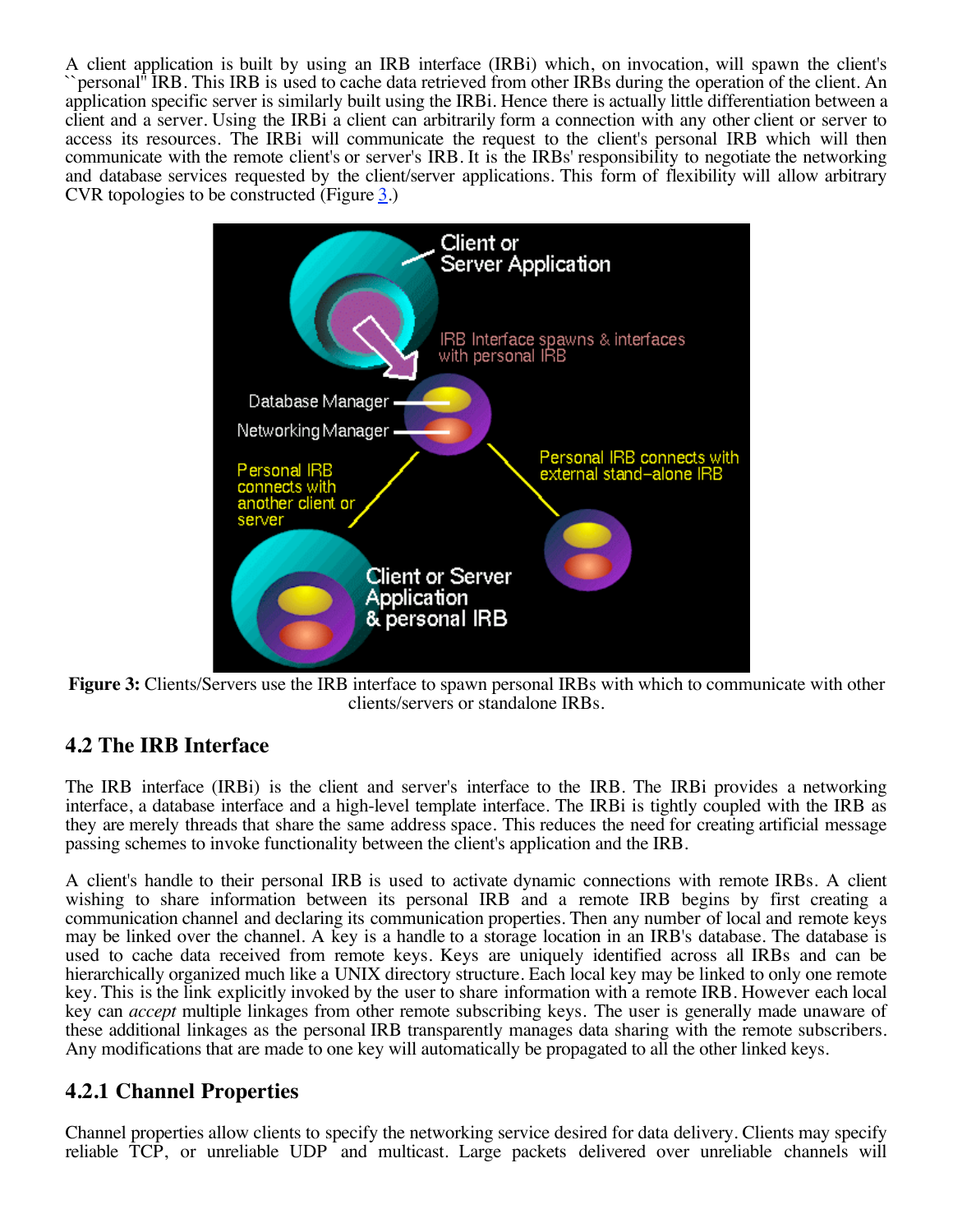A client application is built by using an IRB interface (IRBi) which, on invocation, will spawn the client's ``personal'' IRB. This IRB is used to cache data retrieved from other IRBs during the operation of the client. An application specific server is similarly built using the IRBi. Hence there is actually little differentiation between a client and a server. Using the IRBi a client can arbitrarily form a connection with any other client or server to access its resources. The IRBi will communicate the request to the client's personal IRB which will then communicate with the remote client's or server's IRB. It is the IRBs' responsibility to negotiate the networking and database services requested by the client/server applications. This form of flexibility will allow arbitrary CVR topologies to be constructed (Figure 3.)

**Figure 3:** Clients/Servers use the IRB interface to spawn personal IRBs with which to communicate with other clients/servers or standalone IRBs.

## 4.2 The IRB Interface

The IRB interface (IRBi) is the client and server's interface to the IRB. The IRBi provides a networking interface, a database interface and a high-level template interface. The IRBi is tightly coupled with the IRB as they are merely threads that share the same address space. This reduces the need for creating artificial message passing schemes to invoke functionality between the client's application and the IRB.

A client's handle to their personal IRB is used to activate dynamic connections with remote IRBs. A client wishing to share information between its personal IRB and a remote IRB begins by first creating a communication channel and declaring its communication properties. Then any number of local and remote keys may be linked over the channel. A key is a handle to a storage location in an IRB's database. The database is used to cache data received from remote keys. Keys are uniquely identified across all IRBs and can be hierarchically organized much like a UNIX directory structure. Each local key may be linked to only one remote key. This is the link explicitly invoked by the user to share information with a remote IRB. However each local key can *accept* multiple linkages from other remote subscribing keys. The user is generally made unaware of these additional linkages as the personal IRB transparently manages data sharing with the remote subscribers. Any modifications that are made to one key will automatically be propagated to all the other linked keys.

### 4.2.1 Channel Properties

Channel properties allow clients to specify the networking service desired for data delivery. Clients may specify reliable TCP, or unreliable UDP and multicast. Large packets delivered over unreliable channels will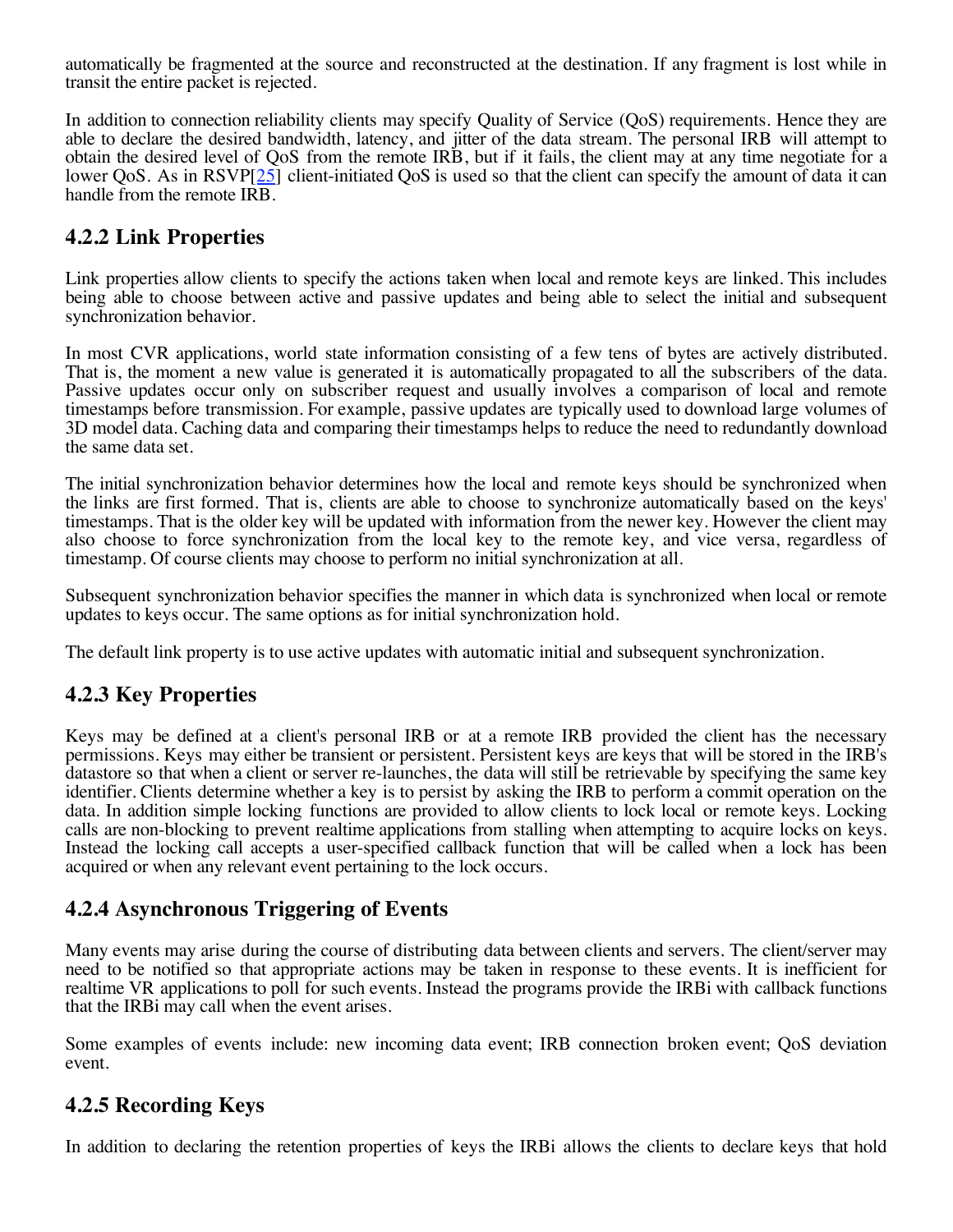automatically be fragmented at the source and reconstructed at the destination. If any fragment is lost while in transit the entire packet is rejected.

In addition to connection reliability clients may specify Quality of Service (QoS) requirements. Hence they are able to declare the desired bandwidth, latency, and jitter of the data stream. The personal IRB will attempt to obtain the desired level of QoS from the remote IRB, but if it fails, the client may at any time negotiate for a lower QoS. As in RSVP[25] client-initiated QoS is used so that the client can specify the amount of data it can handle from the remote IRB.

### 4.2.2 Link Properties

Link properties allow clients to specify the actions taken when local and remote keys are linked. This includes being able to choose between active and passive updates and being able to select the initial and subsequent synchronization behavior.

In most CVR applications, world state information consisting of a few tens of bytes are actively distributed. That is, the moment a new value is generated it is automatically propagated to all the subscribers of the data. Passive updates occur only on subscriber request and usually involves a comparison of local and remote timestamps before transmission. For example, passive updates are typically used to download large volumes of 3D model data. Caching data and comparing their timestamps helps to reduce the need to redundantly download the same data set.

The initial synchronization behavior determines how the local and remote keys should be synchronized when the links are first formed. That is, clients are able to choose to synchronize automatically based on the keys' timestamps. That is the older key will be updated with information from the newer key. However the client may also choose to force synchronization from the local key to the remote key, and vice versa, regardless of timestamp. Of course clients may choose to perform no initial synchronization at all.

Subsequent synchronization behavior specifies the manner in which data is synchronized when local or remote updates to keys occur. The same options as for initial synchronization hold.

The default link property is to use active updates with automatic initial and subsequent synchronization.

### 4.2.3 Key Properties

Keys may be defined at a client's personal IRB or at a remote IRB provided the client has the necessary permissions. Keys may either be transient or persistent. Persistent keys are keys that will be stored in the IRB's datastore so that when a client or server re-launches, the data will still be retrievable by specifying the same key identifier. Clients determine whether a key is to persist by asking the IRB to perform a commit operation on the data. In addition simple locking functions are provided to allow clients to lock local or remote keys. Locking calls are non-blocking to prevent realtime applications from stalling when attempting to acquire locks on keys. Instead the locking call accepts a user-specified callback function that will be called when a lock has been acquired or when any relevant event pertaining to the lock occurs.

### 4.2.4 Asynchronous Triggering of Events

Many events may arise during the course of distributing data between clients and servers. The client/server may need to be notified so that appropriate actions may be taken in response to these events. It is inefficient for realtime VR applications to poll for such events. Instead the programs provide the IRBi with callback functions that the IRBi may call when the event arises.

Some examples of events include: new incoming data event; IRB connection broken event; QoS deviation event.

### 4.2.5 Recording Keys

In addition to declaring the retention properties of keys the IRBi allows the clients to declare keys that hold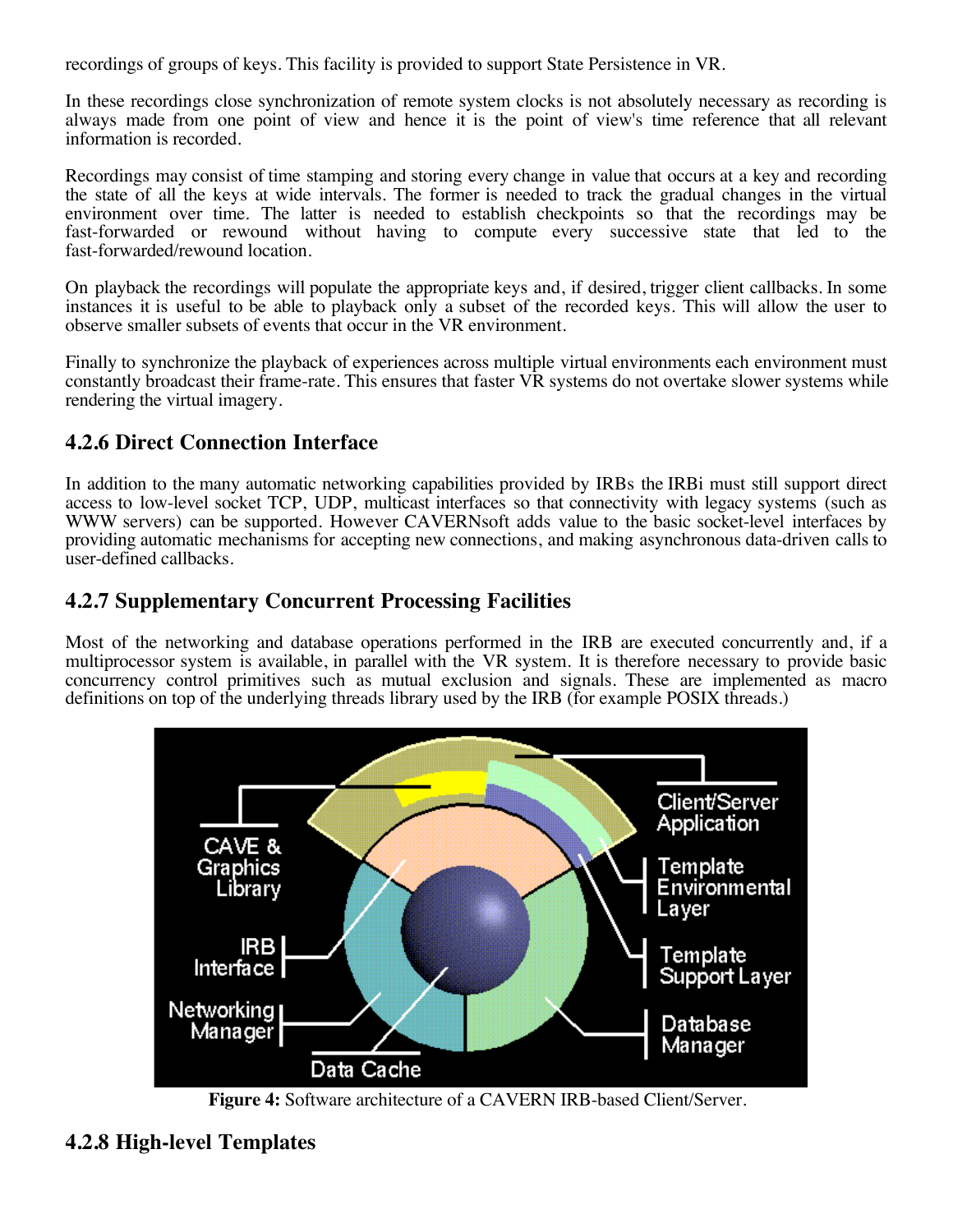recordings of groups of keys. This facility is provided to support State Persistence in VR.

In these recordings close synchronization of remote system clocks is not absolutely necessary as recording is always made from one point of view and hence it is the point of view's time reference that all relevant information is recorded.

Recordings may consist of time stamping and storing every change in value that occurs at a key and recording the state of all the keys at wide intervals. The former is needed to track the gradual changes in the virtual environment over time. The latter is needed to establish checkpoints so that the recordings may be fast-forwarded or rewound without having to compute every successive state that led to the fast-forwarded/rewound location.

On playback the recordings will populate the appropriate keys and, if desired, trigger client callbacks. In some instances it is useful to be able to playback only a subset of the recorded keys. This will allow the user to observe smaller subsets of events that occur in the VR environment.

Finally to synchronize the playback of experiences across multiple virtual environments each environment must constantly broadcast their frame-rate. This ensures that faster VR systems do not overtake slower systems while rendering the virtual imagery.

### 4.2.6 Direct Connection Interface

In addition to the many automatic networking capabilities provided by IRBs the IRBi must still support direct access to low-level socket TCP, UDP, multicast interfaces so that connectivity with legacy systems (such as WWW servers) can be supported. However CAVERNsoft adds value to the basic socket-level interfaces by providing automatic mechanisms for accepting new connections, and making asynchronous data-driven calls to user-defined callbacks.

### 4.2.7 Supplementary Concurrent Processing Facilities

Most of the networking and database operations performed in the IRB are executed concurrently and, if a multiprocessor system is available, in parallel with the VR system. It is therefore necessary to provide basic concurrency control primitives such as mutual exclusion and signals. These are implemented as macro definitions on top of the underlying threads library used by the IRB (for example POSIX threads.)

**Figure 4:** Software architecture of a CAVERN IRB-based Client/Server.

### 4.2.8 High-level Templates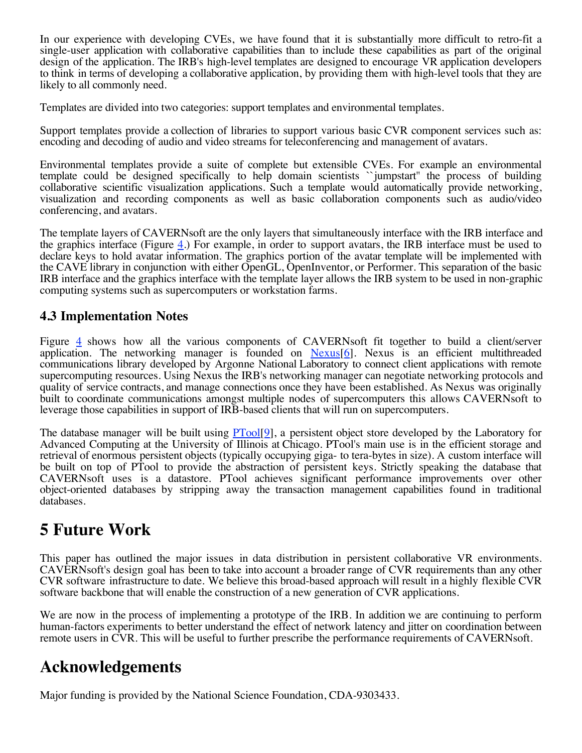In our experience with developing CVEs, we have found that it is substantially more difficult to retro-fit a single-user application with collaborative capabilities than to include these capabilities as part of the original design of the application. The IRB's high-level templates are designed to encourage VR application developers to think in terms of developing a collaborative application, by providing them with high-level tools that they are likely to all commonly need.

Templates are divided into two categories: support templates and environmental templates.

Support templates provide a collection of libraries to support various basic CVR component services such as: encoding and decoding of audio and video streams for teleconferencing and management of avatars.

Environmental templates provide a suite of complete but extensible CVEs. For example an environmental template could be designed specifically to help domain scientists ``jumpstart'' the process of building collaborative scientific visualization applications. Such a template would automatically provide networking, visualization and recording components as well as basic collaboration components such as audio/video conferencing, and avatars.

The template layers of CAVERNsoft are the only layers that simultaneously interface with the IRB interface and the graphics interface (Figure 4.) For example, in order to support avatars, the IRB interface must be used to declare keys to hold avatar information. The graphics portion of the avatar template will be implemented with the CAVE library in conjunction with either OpenGL, OpenInventor, or Performer. This separation of the basic IRB interface and the graphics interface with the template layer allows the IRB system to be used in non-graphic computing systems such as supercomputers or workstation farms.

### 4.3 Implementation Notes

Figure 4 shows how all the various components of CAVERNsoft fit together to build a client/server application. The networking manager is founded on Nexus[6]. Nexus is an efficient multithreaded communications library developed by Argonne National Laboratory to connect client applications with remote supercomputing resources. Using Nexus the IRB's networking manager can negotiate networking protocols and quality of service contracts, and manage connections once they have been established. As Nexus was originally built to coordinate communications amongst multiple nodes of supercomputers this allows CAVERNsoft to leverage those capabilities in support of IRB-based clients that will run on supercomputers.

The database manager will be built using PTool[9], a persistent object store developed by the Laboratory for Advanced Computing at the University of Illinois at Chicago. PTool's main use is in the efficient storage and retrieval of enormous persistent objects (typically occupying giga- to tera-bytes in size). A custom interface will be built on top of PTool to provide the abstraction of persistent keys. Strictly speaking the database that CAVERNsoft uses is a datastore. PTool achieves significant performance improvements over other object-oriented databases by stripping away the transaction management capabilities found in traditional databases.

## 5 Future Work

This paper has outlined the major issues in data distribution in persistent collaborative VR environments. CAVERNsoft's design goal has been to take into account a broader range of CVR requirements than any other CVR software infrastructure to date. We believe this broad-based approach will result in a highly flexible CVR software backbone that will enable the construction of a new generation of CVR applications.

We are now in the process of implementing a prototype of the IRB. In addition we are continuing to perform human-factors experiments to better understand the effect of network latency and jitter on coordination between remote users in CVR. This will be useful to further prescribe the performance requirements of CAVERNsoft.

## Acknowledgements

Major funding is provided by the National Science Foundation, CDA-9303433.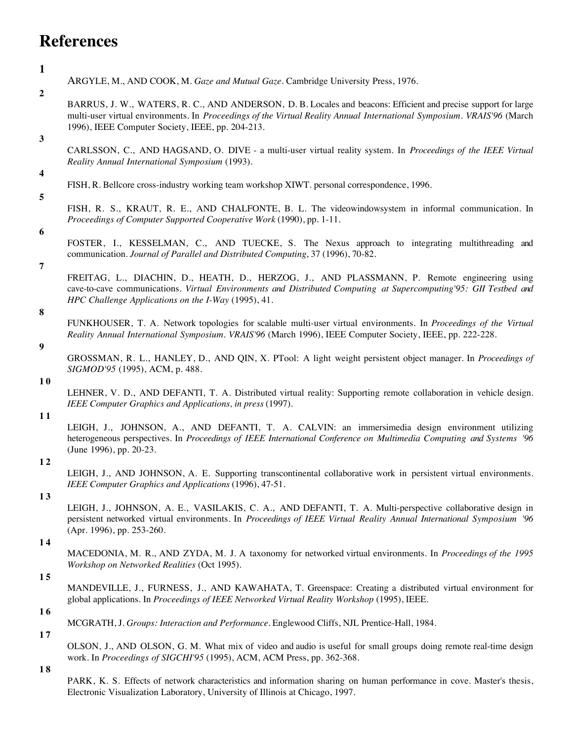# References

**1**

ARGYLE, M., AND COOK, M. *Gaze and Mutual Gaze*. Cambridge University Press, 1976.

**2**

BARRUS, J. W., WATERS, R. C., AND ANDERSON, D. B. Locales and beacons: Efficient and precise support for large multi-user virtual environments. In *Proceedings of the Virtual Reality Annual International Symposium. VRAIS'96* (March 1996), IEEE Computer Society, IEEE, pp. 204-213.

**3**

CARLSSON, C., AND HAGSAND, O. DIVE - a multi-user virtual reality system. In *Proceedings of the IEEE Virtual Reality Annual International Symposium* (1993).

**4**

FISH, R. Bellcore cross-industry working team workshop XIWT. personal correspondence, 1996.

**5**

FISH, R. S., KRAUT, R. E., AND CHALFONTE, B. L. The videowindowsystem in informal communication. In *Proceedings of Computer Supported Cooperative Work* (1990), pp. 1-11.

**6**

FOSTER, I., KESSELMAN, C., AND TUECKE, S. The Nexus approach to integrating multithreading and communication. *Journal of Parallel and Distributed Computing*, 37 (1996), 70-82.

**7**

FREITAG, L., DIACHIN, D., HEATH, D., HERZOG, J., AND PLASSMANN, P. Remote engineering using cave-to-cave communications. *Virtual Environments and Distributed Computing at Supercomputing'95: GII Testbed and HPC Challenge Applications on the I-Way* (1995), 41.

**8**

FUNKHOUSER, T. A. Network topologies for scalable multi-user virtual environments. In *Proceedings of the Virtual Reality Annual International Symposium. VRAIS'96* (March 1996), IEEE Computer Society, IEEE, pp. 222-228.

**9**

GROSSMAN, R. L., HANLEY, D., AND QIN, X. PTool: A light weight persistent object manager. In *Proceedings of SIGMOD'95* (1995), ACM, p. 488.

**10**

LEHNER, V. D., AND DEFANTI, T. A. Distributed virtual reality: Supporting remote collaboration in vehicle design. *IEEE Computer Graphics and Applications, in press* (1997).

**11**

LEIGH, J., JOHNSON, A., AND DEFANTI, T. A. CALVIN: an immersimedia design environment utilizing heterogeneous perspectives. In *Proceedings of IEEE International Conference on Multimedia Computing and Systems '96* (June 1996), pp. 20-23.

**12**

LEIGH, J., AND JOHNSON, A. E. Supporting transcontinental collaborative work in persistent virtual environments. *IEEE Computer Graphics and Applications* (1996), 47-51.

**13**

LEIGH, J., JOHNSON, A. E., VASILAKIS, C. A., AND DEFANTI, T. A. Multi-perspective collaborative design in persistent networked virtual environments. In *Proceedings of IEEE Virtual Reality Annual International Symposium '96* (Apr. 1996), pp. 253-260.

**14**

MACEDONIA, M. R., AND ZYDA, M. J. A taxonomy for networked virtual environments. In *Proceedings of the 1995 Workshop on Networked Realities* (Oct 1995).

**15**

MANDEVILLE, J., FURNESS, J., AND KAWAHATA, T. Greenspace: Creating a distributed virtual environment for global applications. In *Proceedings of IEEE Networked Virtual Reality Workshop* (1995), IEEE.

**16**

MCGRATH, J. *Groups: Interaction and Performance*. Englewood Cliffs, NJL Prentice-Hall, 1984.

**17**

OLSON, J., AND OLSON, G. M. What mix of video and audio is useful for small groups doing remote real-time design work. In *Proceedings of SIGCHI'95* (1995), ACM, ACM Press, pp. 362-368.

**18**

PARK, K. S. Effects of network characteristics and information sharing on human performance in cove. Master's thesis, Electronic Visualization Laboratory, University of Illinois at Chicago, 1997.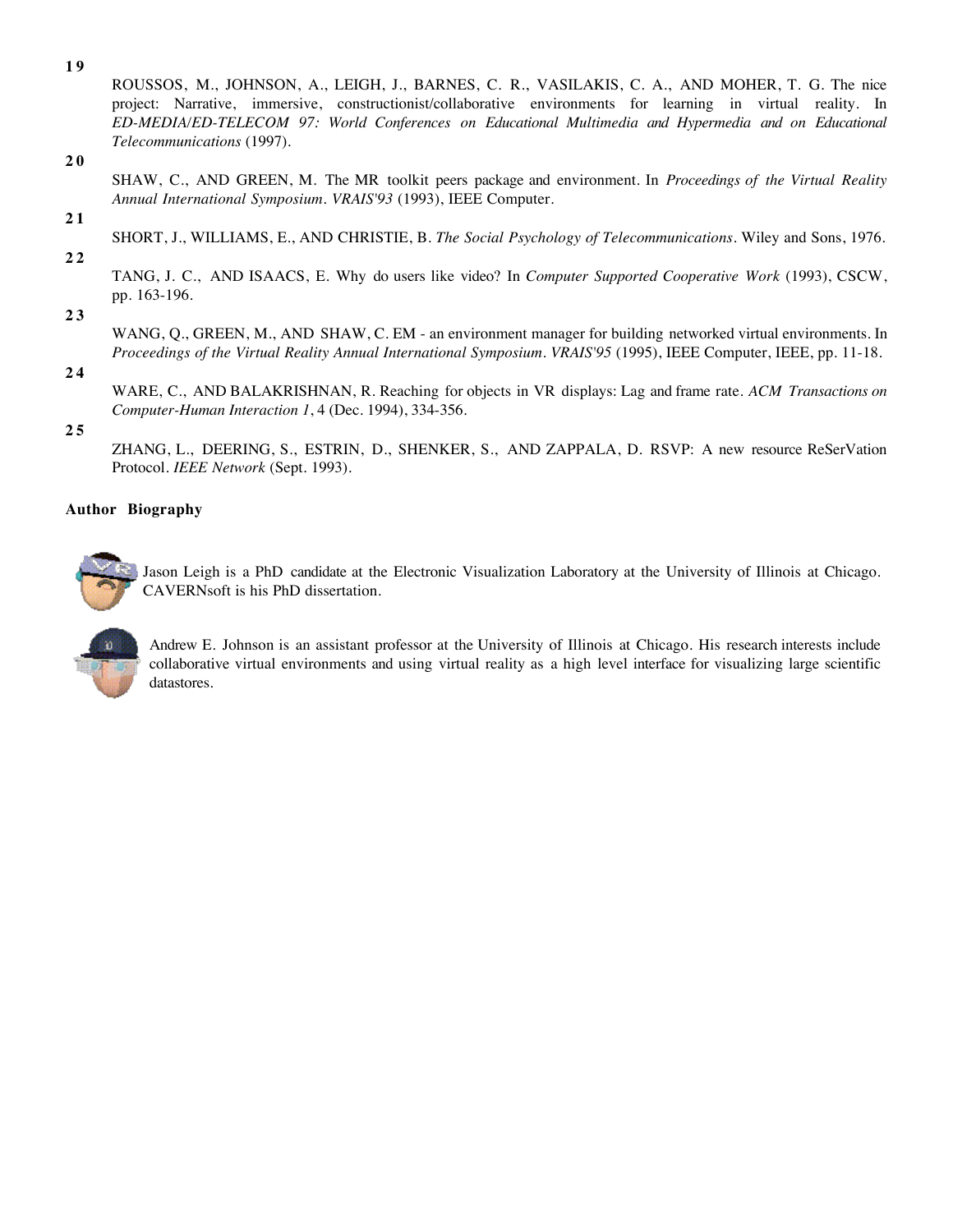**19**

ROUSSOS, M., JOHNSON, A., LEIGH, J., BARNES, C. R., VASILAKIS, C. A., AND MOHER, T. G. The nice project: Narrative, immersive, constructionist/collaborative environments for learning in virtual reality. In *ED-MEDIA/ED-TELECOM 97: World Conferences on Educational Multimedia and Hypermedia and on Educational Telecommunications* (1997).

**20**

SHAW, C., AND GREEN, M. The MR toolkit peers package and environment. In *Proceedings of the Virtual Reality Annual International Symposium. VRAIS'93* (1993), IEEE Computer.

**21**

SHORT, J., WILLIAMS, E., AND CHRISTIE, B. *The Social Psychology of Telecommunications*. Wiley and Sons, 1976.

**22**

TANG, J. C., AND ISAACS, E. Why do users like video? In *Computer Supported Cooperative Work* (1993), CSCW, pp. 163-196.

**23**

WANG, Q., GREEN, M., AND SHAW, C. EM - an environment manager for building networked virtual environments. In *Proceedings of the Virtual Reality Annual International Symposium. VRAIS'95* (1995), IEEE Computer, IEEE, pp. 11-18.

**24**

WARE, C., AND BALAKRISHNAN, R. Reaching for objects in VR displays: Lag and frame rate. *ACM Transactions on Computer-Human Interaction 1*, 4 (Dec. 1994), 334-356.

**25**

ZHANG, L., DEERING, S., ESTRIN, D., SHENKER, S., AND ZAPPALA, D. RSVP: A new resource ReSerVation Protocol. *IEEE Network* (Sept. 1993).

**Author Biography**

Jason Leigh is a PhD candidate at the Electronic Visualization Laboratory at the University of Illinois at Chicago. CAVERNsoft is his PhD dissertation.

Andrew E. Johnson is an assistant professor at the University of Illinois at Chicago. His research interests include collaborative virtual environments and using virtual reality as a high level interface for visualizing large scientific datastores.